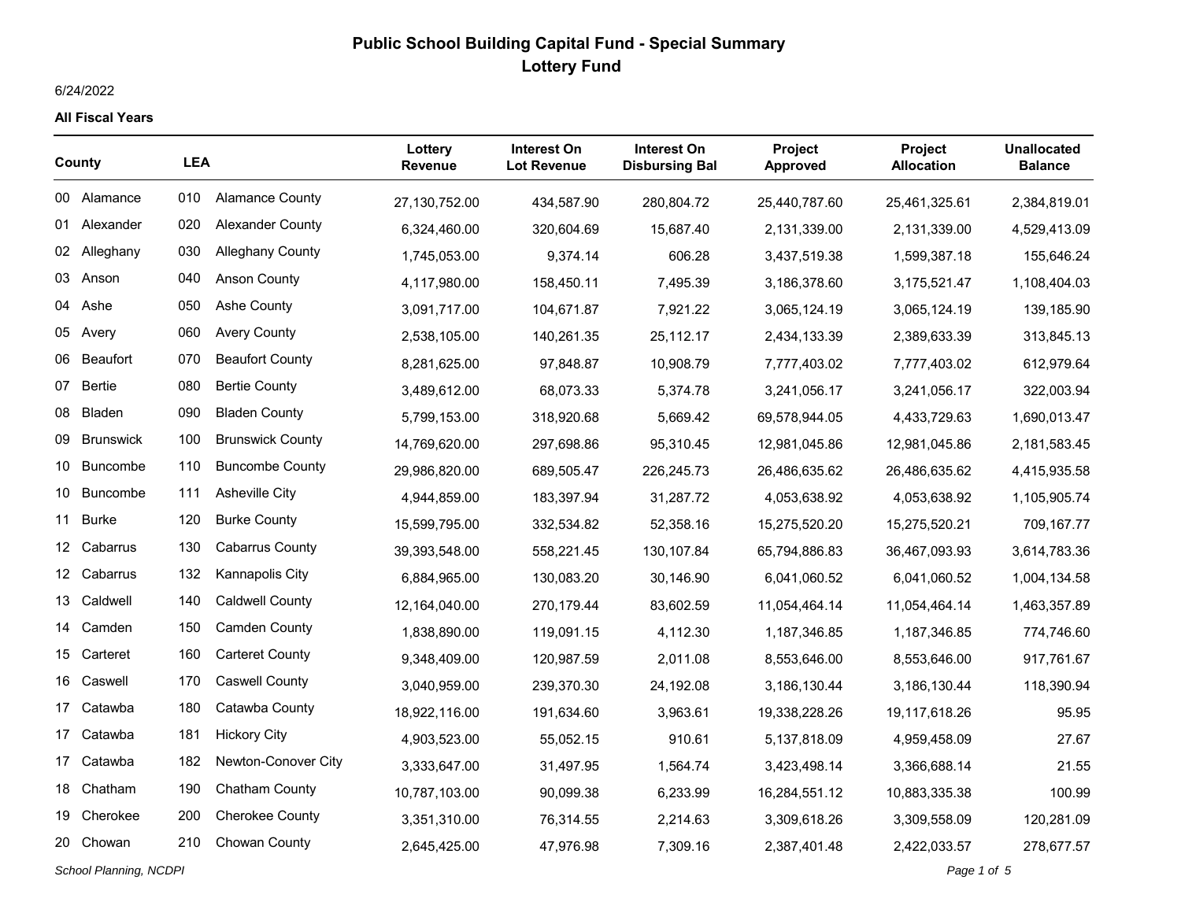# Public School Building Capital Fund - Special Summary
## Lottery Fund

6/24/2022

**All Fiscal Years**

| County | | LEA | | Lottery Revenue | Interest On Lot Revenue | Interest On Disbursing Bal | Project Approved | Project Allocation | Unallocated Balance |
|---|---|---|---|---|---|---|---|---|---|
| 00 | Alamance | 010 | Alamance County | 27,130,752.00 | 434,587.90 | 280,804.72 | 25,440,787.60 | 25,461,325.61 | 2,384,819.01 |
| 01 | Alexander | 020 | Alexander County | 6,324,460.00 | 320,604.69 | 15,687.40 | 2,131,339.00 | 2,131,339.00 | 4,529,413.09 |
| 02 | Alleghany | 030 | Alleghany County | 1,745,053.00 | 9,374.14 | 606.28 | 3,437,519.38 | 1,599,387.18 | 155,646.24 |
| 03 | Anson | 040 | Anson County | 4,117,980.00 | 158,450.11 | 7,495.39 | 3,186,378.60 | 3,175,521.47 | 1,108,404.03 |
| 04 | Ashe | 050 | Ashe County | 3,091,717.00 | 104,671.87 | 7,921.22 | 3,065,124.19 | 3,065,124.19 | 139,185.90 |
| 05 | Avery | 060 | Avery County | 2,538,105.00 | 140,261.35 | 25,112.17 | 2,434,133.39 | 2,389,633.39 | 313,845.13 |
| 06 | Beaufort | 070 | Beaufort County | 8,281,625.00 | 97,848.87 | 10,908.79 | 7,777,403.02 | 7,777,403.02 | 612,979.64 |
| 07 | Bertie | 080 | Bertie County | 3,489,612.00 | 68,073.33 | 5,374.78 | 3,241,056.17 | 3,241,056.17 | 322,003.94 |
| 08 | Bladen | 090 | Bladen County | 5,799,153.00 | 318,920.68 | 5,669.42 | 69,578,944.05 | 4,433,729.63 | 1,690,013.47 |
| 09 | Brunswick | 100 | Brunswick County | 14,769,620.00 | 297,698.86 | 95,310.45 | 12,981,045.86 | 12,981,045.86 | 2,181,583.45 |
| 10 | Buncombe | 110 | Buncombe County | 29,986,820.00 | 689,505.47 | 226,245.73 | 26,486,635.62 | 26,486,635.62 | 4,415,935.58 |
| 10 | Buncombe | 111 | Asheville City | 4,944,859.00 | 183,397.94 | 31,287.72 | 4,053,638.92 | 4,053,638.92 | 1,105,905.74 |
| 11 | Burke | 120 | Burke County | 15,599,795.00 | 332,534.82 | 52,358.16 | 15,275,520.20 | 15,275,520.21 | 709,167.77 |
| 12 | Cabarrus | 130 | Cabarrus County | 39,393,548.00 | 558,221.45 | 130,107.84 | 65,794,886.83 | 36,467,093.93 | 3,614,783.36 |
| 12 | Cabarrus | 132 | Kannapolis City | 6,884,965.00 | 130,083.20 | 30,146.90 | 6,041,060.52 | 6,041,060.52 | 1,004,134.58 |
| 13 | Caldwell | 140 | Caldwell County | 12,164,040.00 | 270,179.44 | 83,602.59 | 11,054,464.14 | 11,054,464.14 | 1,463,357.89 |
| 14 | Camden | 150 | Camden County | 1,838,890.00 | 119,091.15 | 4,112.30 | 1,187,346.85 | 1,187,346.85 | 774,746.60 |
| 15 | Carteret | 160 | Carteret County | 9,348,409.00 | 120,987.59 | 2,011.08 | 8,553,646.00 | 8,553,646.00 | 917,761.67 |
| 16 | Caswell | 170 | Caswell County | 3,040,959.00 | 239,370.30 | 24,192.08 | 3,186,130.44 | 3,186,130.44 | 118,390.94 |
| 17 | Catawba | 180 | Catawba County | 18,922,116.00 | 191,634.60 | 3,963.61 | 19,338,228.26 | 19,117,618.26 | 95.95 |
| 17 | Catawba | 181 | Hickory City | 4,903,523.00 | 55,052.15 | 910.61 | 5,137,818.09 | 4,959,458.09 | 27.67 |
| 17 | Catawba | 182 | Newton-Conover City | 3,333,647.00 | 31,497.95 | 1,564.74 | 3,423,498.14 | 3,366,688.14 | 21.55 |
| 18 | Chatham | 190 | Chatham County | 10,787,103.00 | 90,099.38 | 6,233.99 | 16,284,551.12 | 10,883,335.38 | 100.99 |
| 19 | Cherokee | 200 | Cherokee County | 3,351,310.00 | 76,314.55 | 2,214.63 | 3,309,618.26 | 3,309,558.09 | 120,281.09 |
| 20 | Chowan | 210 | Chowan County | 2,645,425.00 | 47,976.98 | 7,309.16 | 2,387,401.48 | 2,422,033.57 | 278,677.57 |

*School Planning, NCDPI*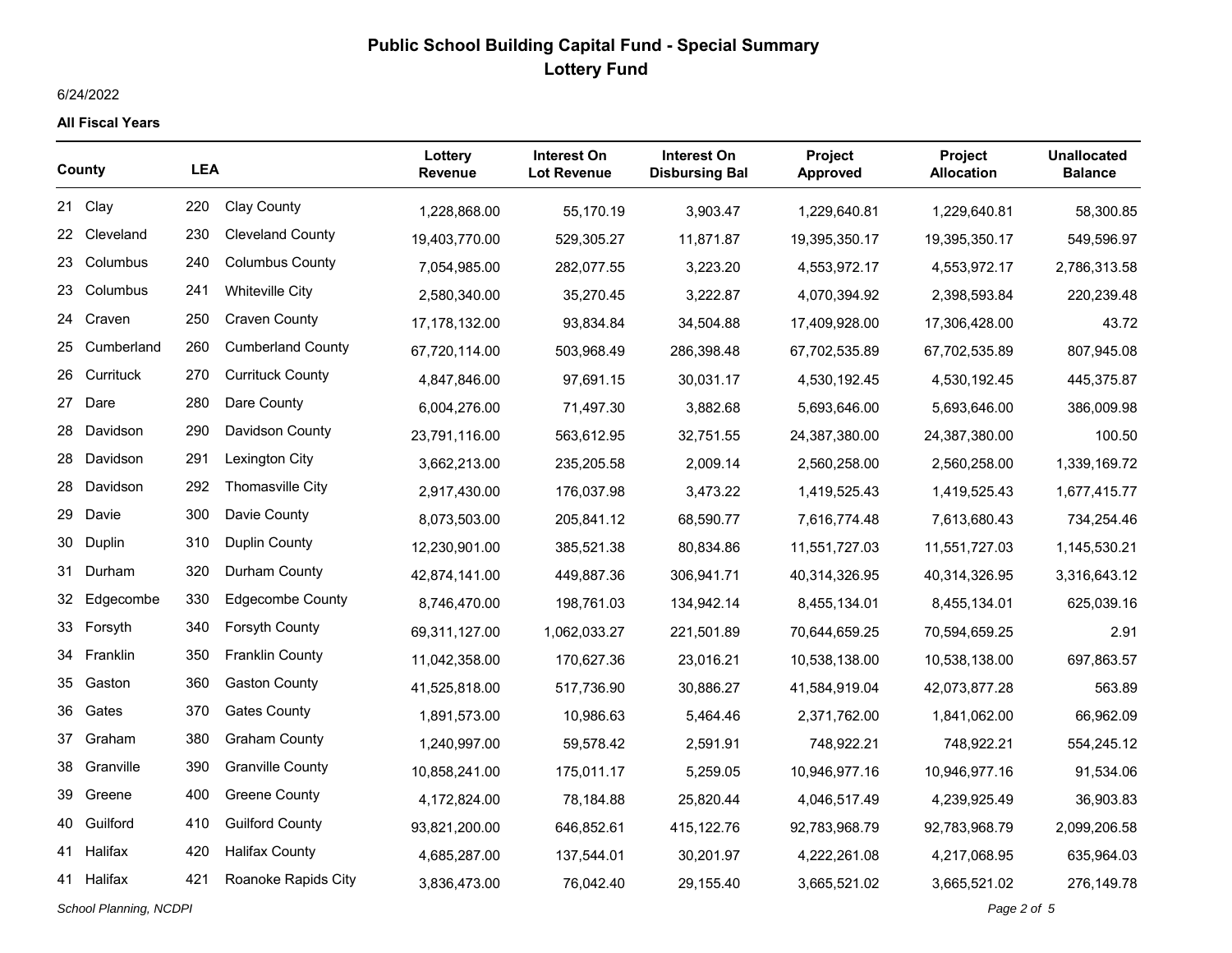# Public School Building Capital Fund - Special Summary
## Lottery Fund

6/24/2022

**All Fiscal Years**

| County | | LEA | | Lottery Revenue | Interest On Lot Revenue | Interest On Disbursing Bal | Project Approved | Project Allocation | Unallocated Balance |
|---|---|---|---|---|---|---|---|---|---|
| 21 | Clay | 220 | Clay County | 1,228,868.00 | 55,170.19 | 3,903.47 | 1,229,640.81 | 1,229,640.81 | 58,300.85 |
| 22 | Cleveland | 230 | Cleveland County | 19,403,770.00 | 529,305.27 | 11,871.87 | 19,395,350.17 | 19,395,350.17 | 549,596.97 |
| 23 | Columbus | 240 | Columbus County | 7,054,985.00 | 282,077.55 | 3,223.20 | 4,553,972.17 | 4,553,972.17 | 2,786,313.58 |
| 23 | Columbus | 241 | Whiteville City | 2,580,340.00 | 35,270.45 | 3,222.87 | 4,070,394.92 | 2,398,593.84 | 220,239.48 |
| 24 | Craven | 250 | Craven County | 17,178,132.00 | 93,834.84 | 34,504.88 | 17,409,928.00 | 17,306,428.00 | 43.72 |
| 25 | Cumberland | 260 | Cumberland County | 67,720,114.00 | 503,968.49 | 286,398.48 | 67,702,535.89 | 67,702,535.89 | 807,945.08 |
| 26 | Currituck | 270 | Currituck County | 4,847,846.00 | 97,691.15 | 30,031.17 | 4,530,192.45 | 4,530,192.45 | 445,375.87 |
| 27 | Dare | 280 | Dare County | 6,004,276.00 | 71,497.30 | 3,882.68 | 5,693,646.00 | 5,693,646.00 | 386,009.98 |
| 28 | Davidson | 290 | Davidson County | 23,791,116.00 | 563,612.95 | 32,751.55 | 24,387,380.00 | 24,387,380.00 | 100.50 |
| 28 | Davidson | 291 | Lexington City | 3,662,213.00 | 235,205.58 | 2,009.14 | 2,560,258.00 | 2,560,258.00 | 1,339,169.72 |
| 28 | Davidson | 292 | Thomasville City | 2,917,430.00 | 176,037.98 | 3,473.22 | 1,419,525.43 | 1,419,525.43 | 1,677,415.77 |
| 29 | Davie | 300 | Davie County | 8,073,503.00 | 205,841.12 | 68,590.77 | 7,616,774.48 | 7,613,680.43 | 734,254.46 |
| 30 | Duplin | 310 | Duplin County | 12,230,901.00 | 385,521.38 | 80,834.86 | 11,551,727.03 | 11,551,727.03 | 1,145,530.21 |
| 31 | Durham | 320 | Durham County | 42,874,141.00 | 449,887.36 | 306,941.71 | 40,314,326.95 | 40,314,326.95 | 3,316,643.12 |
| 32 | Edgecombe | 330 | Edgecombe County | 8,746,470.00 | 198,761.03 | 134,942.14 | 8,455,134.01 | 8,455,134.01 | 625,039.16 |
| 33 | Forsyth | 340 | Forsyth County | 69,311,127.00 | 1,062,033.27 | 221,501.89 | 70,644,659.25 | 70,594,659.25 | 2.91 |
| 34 | Franklin | 350 | Franklin County | 11,042,358.00 | 170,627.36 | 23,016.21 | 10,538,138.00 | 10,538,138.00 | 697,863.57 |
| 35 | Gaston | 360 | Gaston County | 41,525,818.00 | 517,736.90 | 30,886.27 | 41,584,919.04 | 42,073,877.28 | 563.89 |
| 36 | Gates | 370 | Gates County | 1,891,573.00 | 10,986.63 | 5,464.46 | 2,371,762.00 | 1,841,062.00 | 66,962.09 |
| 37 | Graham | 380 | Graham County | 1,240,997.00 | 59,578.42 | 2,591.91 | 748,922.21 | 748,922.21 | 554,245.12 |
| 38 | Granville | 390 | Granville County | 10,858,241.00 | 175,011.17 | 5,259.05 | 10,946,977.16 | 10,946,977.16 | 91,534.06 |
| 39 | Greene | 400 | Greene County | 4,172,824.00 | 78,184.88 | 25,820.44 | 4,046,517.49 | 4,239,925.49 | 36,903.83 |
| 40 | Guilford | 410 | Guilford County | 93,821,200.00 | 646,852.61 | 415,122.76 | 92,783,968.79 | 92,783,968.79 | 2,099,206.58 |
| 41 | Halifax | 420 | Halifax County | 4,685,287.00 | 137,544.01 | 30,201.97 | 4,222,261.08 | 4,217,068.95 | 635,964.03 |
| 41 | Halifax | 421 | Roanoke Rapids City | 3,836,473.00 | 76,042.40 | 29,155.40 | 3,665,521.02 | 3,665,521.02 | 276,149.78 |

School Planning, NCDPI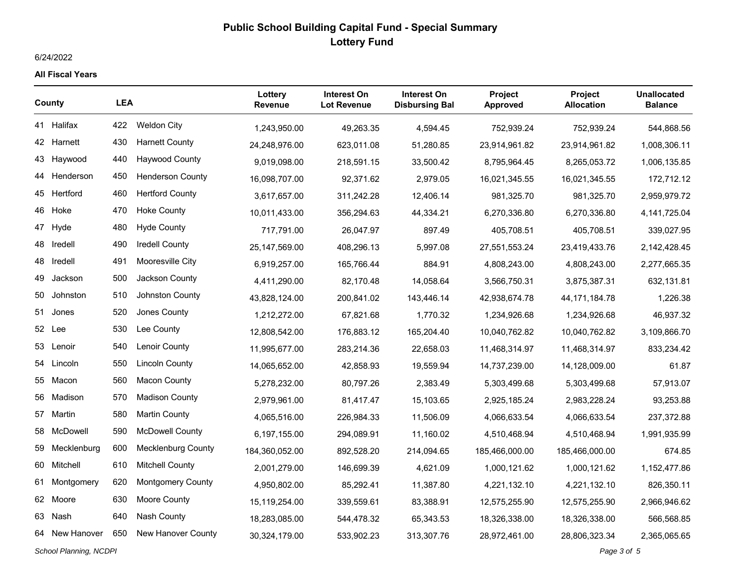# Public School Building Capital Fund - Special Summary

## Lottery Fund

6/24/2022

**All Fiscal Years**

| County | | LEA | | Lottery Revenue | Interest On Lot Revenue | Interest On Disbursing Bal | Project Approved | Project Allocation | Unallocated Balance |
|---|---|---|---|---|---|---|---|---|---|
| 41 | Halifax | 422 | Weldon City | 1,243,950.00 | 49,263.35 | 4,594.45 | 752,939.24 | 752,939.24 | 544,868.56 |
| 42 | Harnett | 430 | Harnett County | 24,248,976.00 | 623,011.08 | 51,280.85 | 23,914,961.82 | 23,914,961.82 | 1,008,306.11 |
| 43 | Haywood | 440 | Haywood County | 9,019,098.00 | 218,591.15 | 33,500.42 | 8,795,964.45 | 8,265,053.72 | 1,006,135.85 |
| 44 | Henderson | 450 | Henderson County | 16,098,707.00 | 92,371.62 | 2,979.05 | 16,021,345.55 | 16,021,345.55 | 172,712.12 |
| 45 | Hertford | 460 | Hertford County | 3,617,657.00 | 311,242.28 | 12,406.14 | 981,325.70 | 981,325.70 | 2,959,979.72 |
| 46 | Hoke | 470 | Hoke County | 10,011,433.00 | 356,294.63 | 44,334.21 | 6,270,336.80 | 6,270,336.80 | 4,141,725.04 |
| 47 | Hyde | 480 | Hyde County | 717,791.00 | 26,047.97 | 897.49 | 405,708.51 | 405,708.51 | 339,027.95 |
| 48 | Iredell | 490 | Iredell County | 25,147,569.00 | 408,296.13 | 5,997.08 | 27,551,553.24 | 23,419,433.76 | 2,142,428.45 |
| 48 | Iredell | 491 | Mooresville City | 6,919,257.00 | 165,766.44 | 884.91 | 4,808,243.00 | 4,808,243.00 | 2,277,665.35 |
| 49 | Jackson | 500 | Jackson County | 4,411,290.00 | 82,170.48 | 14,058.64 | 3,566,750.31 | 3,875,387.31 | 632,131.81 |
| 50 | Johnston | 510 | Johnston County | 43,828,124.00 | 200,841.02 | 143,446.14 | 42,938,674.78 | 44,171,184.78 | 1,226.38 |
| 51 | Jones | 520 | Jones County | 1,212,272.00 | 67,821.68 | 1,770.32 | 1,234,926.68 | 1,234,926.68 | 46,937.32 |
| 52 | Lee | 530 | Lee County | 12,808,542.00 | 176,883.12 | 165,204.40 | 10,040,762.82 | 10,040,762.82 | 3,109,866.70 |
| 53 | Lenoir | 540 | Lenoir County | 11,995,677.00 | 283,214.36 | 22,658.03 | 11,468,314.97 | 11,468,314.97 | 833,234.42 |
| 54 | Lincoln | 550 | Lincoln County | 14,065,652.00 | 42,858.93 | 19,559.94 | 14,737,239.00 | 14,128,009.00 | 61.87 |
| 55 | Macon | 560 | Macon County | 5,278,232.00 | 80,797.26 | 2,383.49 | 5,303,499.68 | 5,303,499.68 | 57,913.07 |
| 56 | Madison | 570 | Madison County | 2,979,961.00 | 81,417.47 | 15,103.65 | 2,925,185.24 | 2,983,228.24 | 93,253.88 |
| 57 | Martin | 580 | Martin County | 4,065,516.00 | 226,984.33 | 11,506.09 | 4,066,633.54 | 4,066,633.54 | 237,372.88 |
| 58 | McDowell | 590 | McDowell County | 6,197,155.00 | 294,089.91 | 11,160.02 | 4,510,468.94 | 4,510,468.94 | 1,991,935.99 |
| 59 | Mecklenburg | 600 | Mecklenburg County | 184,360,052.00 | 892,528.20 | 214,094.65 | 185,466,000.00 | 185,466,000.00 | 674.85 |
| 60 | Mitchell | 610 | Mitchell County | 2,001,279.00 | 146,699.39 | 4,621.09 | 1,000,121.62 | 1,000,121.62 | 1,152,477.86 |
| 61 | Montgomery | 620 | Montgomery County | 4,950,802.00 | 85,292.41 | 11,387.80 | 4,221,132.10 | 4,221,132.10 | 826,350.11 |
| 62 | Moore | 630 | Moore County | 15,119,254.00 | 339,559.61 | 83,388.91 | 12,575,255.90 | 12,575,255.90 | 2,966,946.62 |
| 63 | Nash | 640 | Nash County | 18,283,085.00 | 544,478.32 | 65,343.53 | 18,326,338.00 | 18,326,338.00 | 566,568.85 |
| 64 | New Hanover | 650 | New Hanover County | 30,324,179.00 | 533,902.23 | 313,307.76 | 28,972,461.00 | 28,806,323.34 | 2,365,065.65 |

*School Planning, NCDPI*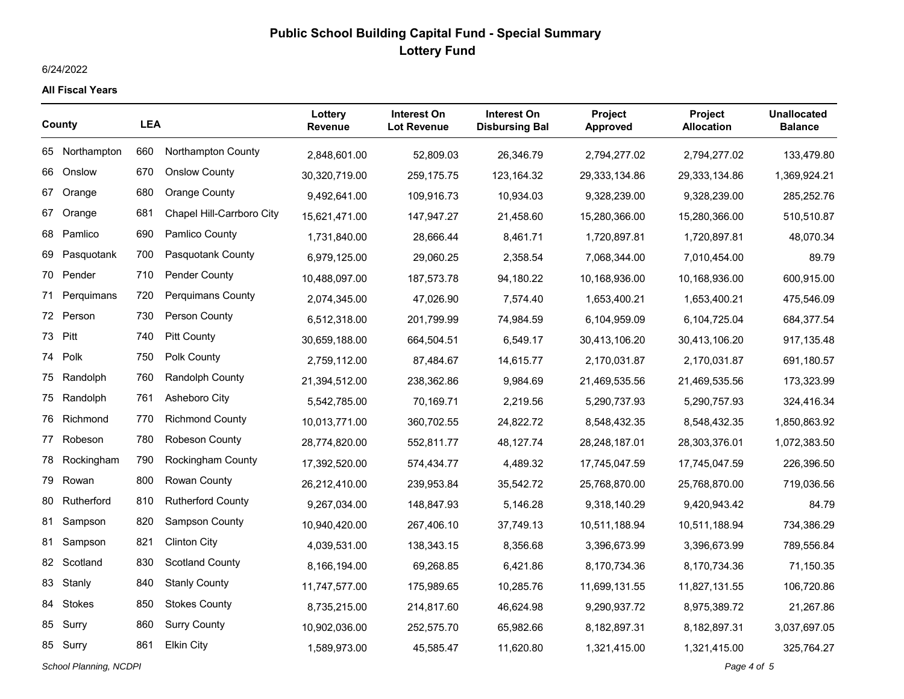# Public School Building Capital Fund - Special Summary
## Lottery Fund

6/24/2022

**All Fiscal Years**

| County | | LEA | | Lottery Revenue | Interest On Lot Revenue | Interest On Disbursing Bal | Project Approved | Project Allocation | Unallocated Balance |
|---|---|---|---|---|---|---|---|---|---|
| 65 | Northampton | 660 | Northampton County | 2,848,601.00 | 52,809.03 | 26,346.79 | 2,794,277.02 | 2,794,277.02 | 133,479.80 |
| 66 | Onslow | 670 | Onslow County | 30,320,719.00 | 259,175.75 | 123,164.32 | 29,333,134.86 | 29,333,134.86 | 1,369,924.21 |
| 67 | Orange | 680 | Orange County | 9,492,641.00 | 109,916.73 | 10,934.03 | 9,328,239.00 | 9,328,239.00 | 285,252.76 |
| 67 | Orange | 681 | Chapel Hill-Carrboro City | 15,621,471.00 | 147,947.27 | 21,458.60 | 15,280,366.00 | 15,280,366.00 | 510,510.87 |
| 68 | Pamlico | 690 | Pamlico County | 1,731,840.00 | 28,666.44 | 8,461.71 | 1,720,897.81 | 1,720,897.81 | 48,070.34 |
| 69 | Pasquotank | 700 | Pasquotank County | 6,979,125.00 | 29,060.25 | 2,358.54 | 7,068,344.00 | 7,010,454.00 | 89.79 |
| 70 | Pender | 710 | Pender County | 10,488,097.00 | 187,573.78 | 94,180.22 | 10,168,936.00 | 10,168,936.00 | 600,915.00 |
| 71 | Perquimans | 720 | Perquimans County | 2,074,345.00 | 47,026.90 | 7,574.40 | 1,653,400.21 | 1,653,400.21 | 475,546.09 |
| 72 | Person | 730 | Person County | 6,512,318.00 | 201,799.99 | 74,984.59 | 6,104,959.09 | 6,104,725.04 | 684,377.54 |
| 73 | Pitt | 740 | Pitt County | 30,659,188.00 | 664,504.51 | 6,549.17 | 30,413,106.20 | 30,413,106.20 | 917,135.48 |
| 74 | Polk | 750 | Polk County | 2,759,112.00 | 87,484.67 | 14,615.77 | 2,170,031.87 | 2,170,031.87 | 691,180.57 |
| 75 | Randolph | 760 | Randolph County | 21,394,512.00 | 238,362.86 | 9,984.69 | 21,469,535.56 | 21,469,535.56 | 173,323.99 |
| 75 | Randolph | 761 | Asheboro City | 5,542,785.00 | 70,169.71 | 2,219.56 | 5,290,737.93 | 5,290,757.93 | 324,416.34 |
| 76 | Richmond | 770 | Richmond County | 10,013,771.00 | 360,702.55 | 24,822.72 | 8,548,432.35 | 8,548,432.35 | 1,850,863.92 |
| 77 | Robeson | 780 | Robeson County | 28,774,820.00 | 552,811.77 | 48,127.74 | 28,248,187.01 | 28,303,376.01 | 1,072,383.50 |
| 78 | Rockingham | 790 | Rockingham County | 17,392,520.00 | 574,434.77 | 4,489.32 | 17,745,047.59 | 17,745,047.59 | 226,396.50 |
| 79 | Rowan | 800 | Rowan County | 26,212,410.00 | 239,953.84 | 35,542.72 | 25,768,870.00 | 25,768,870.00 | 719,036.56 |
| 80 | Rutherford | 810 | Rutherford County | 9,267,034.00 | 148,847.93 | 5,146.28 | 9,318,140.29 | 9,420,943.42 | 84.79 |
| 81 | Sampson | 820 | Sampson County | 10,940,420.00 | 267,406.10 | 37,749.13 | 10,511,188.94 | 10,511,188.94 | 734,386.29 |
| 81 | Sampson | 821 | Clinton City | 4,039,531.00 | 138,343.15 | 8,356.68 | 3,396,673.99 | 3,396,673.99 | 789,556.84 |
| 82 | Scotland | 830 | Scotland County | 8,166,194.00 | 69,268.85 | 6,421.86 | 8,170,734.36 | 8,170,734.36 | 71,150.35 |
| 83 | Stanly | 840 | Stanly County | 11,747,577.00 | 175,989.65 | 10,285.76 | 11,699,131.55 | 11,827,131.55 | 106,720.86 |
| 84 | Stokes | 850 | Stokes County | 8,735,215.00 | 214,817.60 | 46,624.98 | 9,290,937.72 | 8,975,389.72 | 21,267.86 |
| 85 | Surry | 860 | Surry County | 10,902,036.00 | 252,575.70 | 65,982.66 | 8,182,897.31 | 8,182,897.31 | 3,037,697.05 |
| 85 | Surry | 861 | Elkin City | 1,589,973.00 | 45,585.47 | 11,620.80 | 1,321,415.00 | 1,321,415.00 | 325,764.27 |

*School Planning, NCDPI*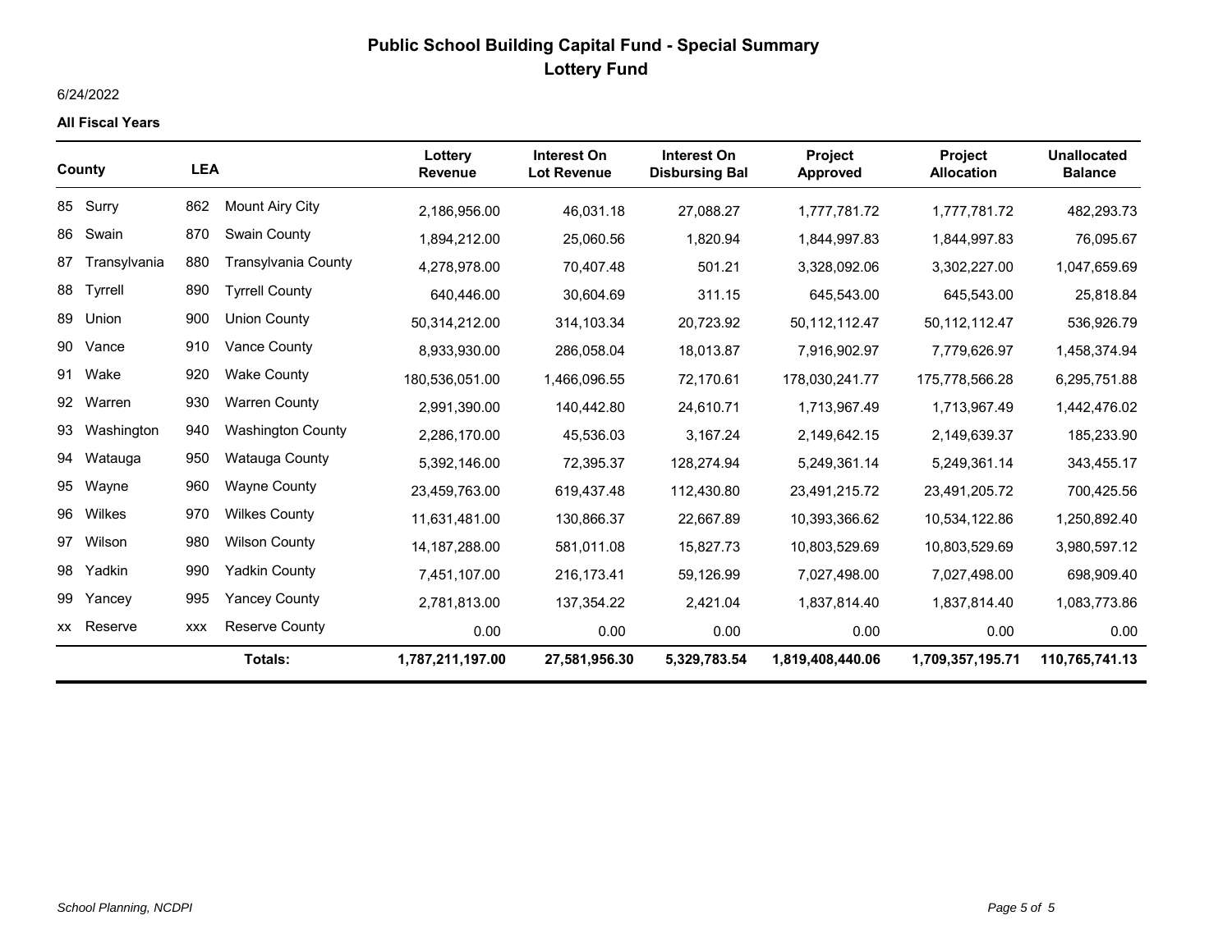# Public School Building Capital Fund - Special Summary

## Lottery Fund

6/24/2022

**All Fiscal Years**

| County | | LEA | | Lottery Revenue | Interest On Lot Revenue | Interest On Disbursing Bal | Project Approved | Project Allocation | Unallocated Balance |
|---|---|---|---|---|---|---|---|---|---|
| 85 | Surry | 862 | Mount Airy City | 2,186,956.00 | 46,031.18 | 27,088.27 | 1,777,781.72 | 1,777,781.72 | 482,293.73 |
| 86 | Swain | 870 | Swain County | 1,894,212.00 | 25,060.56 | 1,820.94 | 1,844,997.83 | 1,844,997.83 | 76,095.67 |
| 87 | Transylvania | 880 | Transylvania County | 4,278,978.00 | 70,407.48 | 501.21 | 3,328,092.06 | 3,302,227.00 | 1,047,659.69 |
| 88 | Tyrrell | 890 | Tyrrell County | 640,446.00 | 30,604.69 | 311.15 | 645,543.00 | 645,543.00 | 25,818.84 |
| 89 | Union | 900 | Union County | 50,314,212.00 | 314,103.34 | 20,723.92 | 50,112,112.47 | 50,112,112.47 | 536,926.79 |
| 90 | Vance | 910 | Vance County | 8,933,930.00 | 286,058.04 | 18,013.87 | 7,916,902.97 | 7,779,626.97 | 1,458,374.94 |
| 91 | Wake | 920 | Wake County | 180,536,051.00 | 1,466,096.55 | 72,170.61 | 178,030,241.77 | 175,778,566.28 | 6,295,751.88 |
| 92 | Warren | 930 | Warren County | 2,991,390.00 | 140,442.80 | 24,610.71 | 1,713,967.49 | 1,713,967.49 | 1,442,476.02 |
| 93 | Washington | 940 | Washington County | 2,286,170.00 | 45,536.03 | 3,167.24 | 2,149,642.15 | 2,149,639.37 | 185,233.90 |
| 94 | Watauga | 950 | Watauga County | 5,392,146.00 | 72,395.37 | 128,274.94 | 5,249,361.14 | 5,249,361.14 | 343,455.17 |
| 95 | Wayne | 960 | Wayne County | 23,459,763.00 | 619,437.48 | 112,430.80 | 23,491,215.72 | 23,491,205.72 | 700,425.56 |
| 96 | Wilkes | 970 | Wilkes County | 11,631,481.00 | 130,866.37 | 22,667.89 | 10,393,366.62 | 10,534,122.86 | 1,250,892.40 |
| 97 | Wilson | 980 | Wilson County | 14,187,288.00 | 581,011.08 | 15,827.73 | 10,803,529.69 | 10,803,529.69 | 3,980,597.12 |
| 98 | Yadkin | 990 | Yadkin County | 7,451,107.00 | 216,173.41 | 59,126.99 | 7,027,498.00 | 7,027,498.00 | 698,909.40 |
| 99 | Yancey | 995 | Yancey County | 2,781,813.00 | 137,354.22 | 2,421.04 | 1,837,814.40 | 1,837,814.40 | 1,083,773.86 |
| xx | Reserve | xxx | Reserve County | 0.00 | 0.00 | 0.00 | 0.00 | 0.00 | 0.00 |
| | | | **Totals:** | **1,787,211,197.00** | **27,581,956.30** | **5,329,783.54** | **1,819,408,440.06** | **1,709,357,195.71** | **110,765,741.13** |

*School Planning, NCDPI*